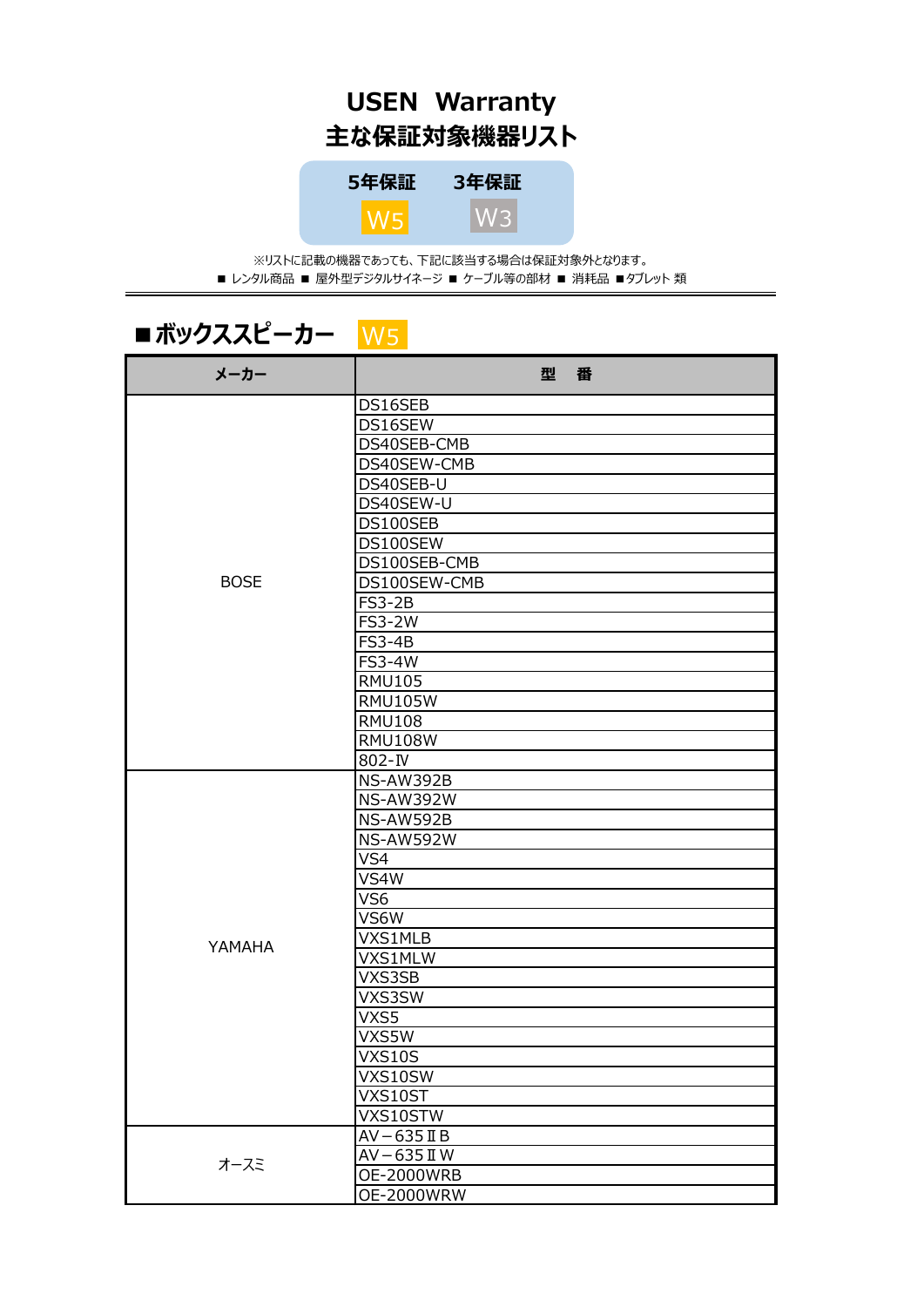# USEN Warranty
# 主な保証対象機器リスト

| 5年保証 | 3年保証 |
|---|---|
| W5 | W3 |

※リストに記載の機器であっても、下記に該当する場合は保証対象外となります。
■ レンタル商品 ■ 屋外型デジタルサイネージ ■ ケーブル等の部材 ■ 消耗品 ■タブレット 類

## ■ボックススピーカー W5

| メーカー | 型　番 |
|---|---|
| BOSE | DS16SEB |
| | DS16SEW |
| | DS40SEB-CMB |
| | DS40SEW-CMB |
| | DS40SEB-U |
| | DS40SEW-U |
| | DS100SEB |
| | DS100SEW |
| | DS100SEB-CMB |
| | DS100SEW-CMB |
| | FS3-2B |
| | FS3-2W |
| | FS3-4B |
| | FS3-4W |
| | RMU105 |
| | RMU105W |
| | RMU108 |
| | RMU108W |
| | 802-Ⅳ |
| YAMAHA | NS-AW392B |
| | NS-AW392W |
| | NS-AW592B |
| | NS-AW592W |
| | VS4 |
| | VS4W |
| | VS6 |
| | VS6W |
| | VXS1MLB |
| | VXS1MLW |
| | VXS3SB |
| | VXS3SW |
| | VXS5 |
| | VXS5W |
| | VXS10S |
| | VXS10SW |
| | VXS10ST |
| | VXS10STW |
| オースミ | AV－635ⅡB |
| | AV－635ⅡW |
| | OE-2000WRB |
| | OE-2000WRW |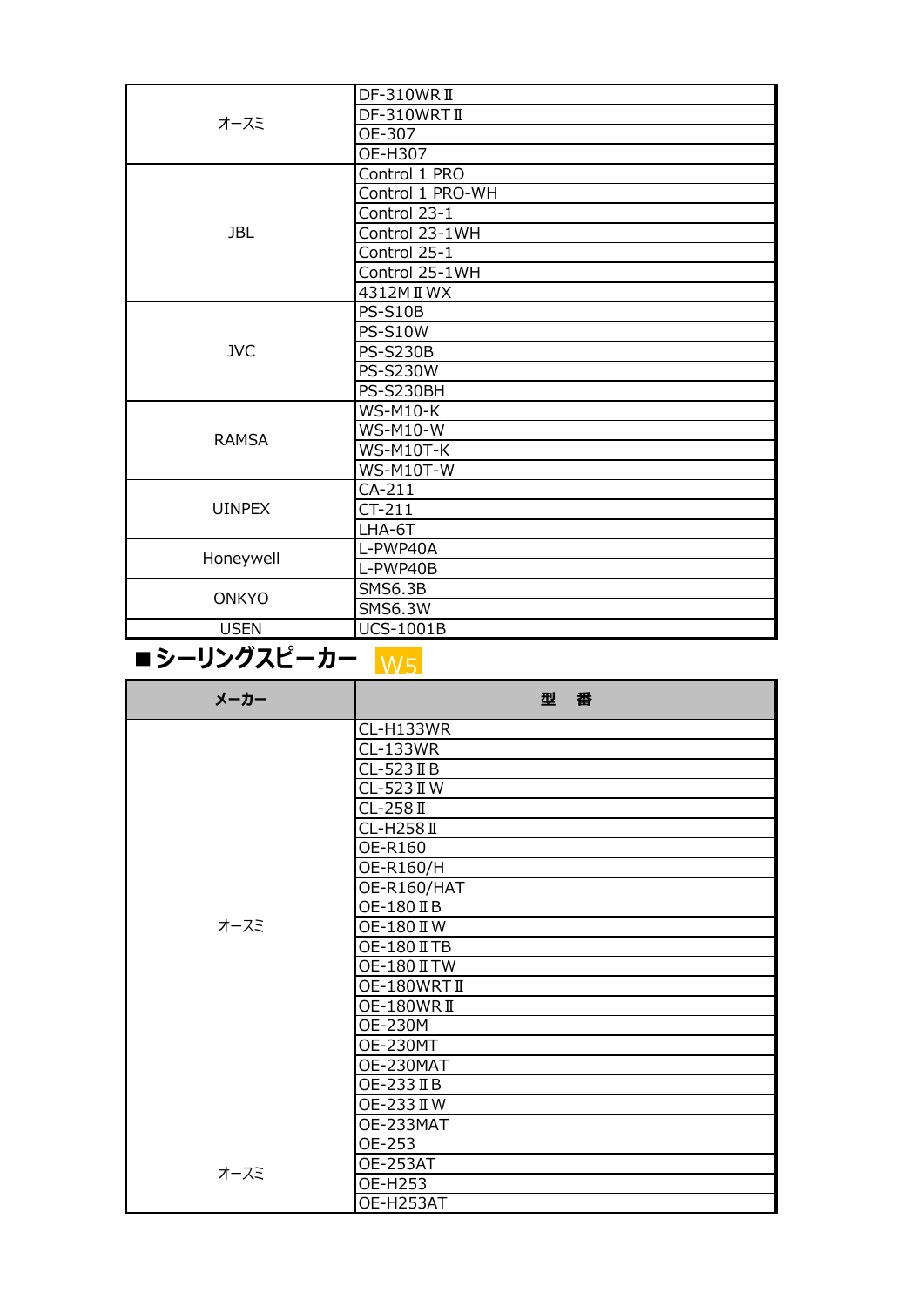| | |
|---|---|
| オースミ | DF-310WRⅡ |
| | DF-310WRTⅡ |
| | OE-307 |
| | OE-H307 |
| JBL | Control 1 PRO |
| | Control 1 PRO-WH |
| | Control 23-1 |
| | Control 23-1WH |
| | Control 25-1 |
| | Control 25-1WH |
| | 4312MⅡWX |
| JVC | PS-S10B |
| | PS-S10W |
| | PS-S230B |
| | PS-S230W |
| | PS-S230BH |
| RAMSA | WS-M10-K |
| | WS-M10-W |
| | WS-M10T-K |
| | WS-M10T-W |
| UINPEX | CA-211 |
| | CT-211 |
| | LHA-6T |
| Honeywell | L-PWP40A |
| | L-PWP40B |
| ONKYO | SMS6.3B |
| | SMS6.3W |
| USEN | UCS-1001B |

## ■シーリングスピーカー W5

| メーカー | 型　番 |
|---|---|
| オースミ | CL-H133WR |
| | CL-133WR |
| | CL-523ⅡB |
| | CL-523ⅡW |
| | CL-258Ⅱ |
| | CL-H258Ⅱ |
| | OE-R160 |
| | OE-R160/H |
| | OE-R160/HAT |
| | OE-180ⅡB |
| | OE-180ⅡW |
| | OE-180ⅡTB |
| | OE-180ⅡTW |
| | OE-180WRTⅡ |
| | OE-180WRⅡ |
| | OE-230M |
| | OE-230MT |
| | OE-230MAT |
| | OE-233ⅡB |
| | OE-233ⅡW |
| | OE-233MAT |
| オースミ | OE-253 |
| | OE-253AT |
| | OE-H253 |
| | OE-H253AT |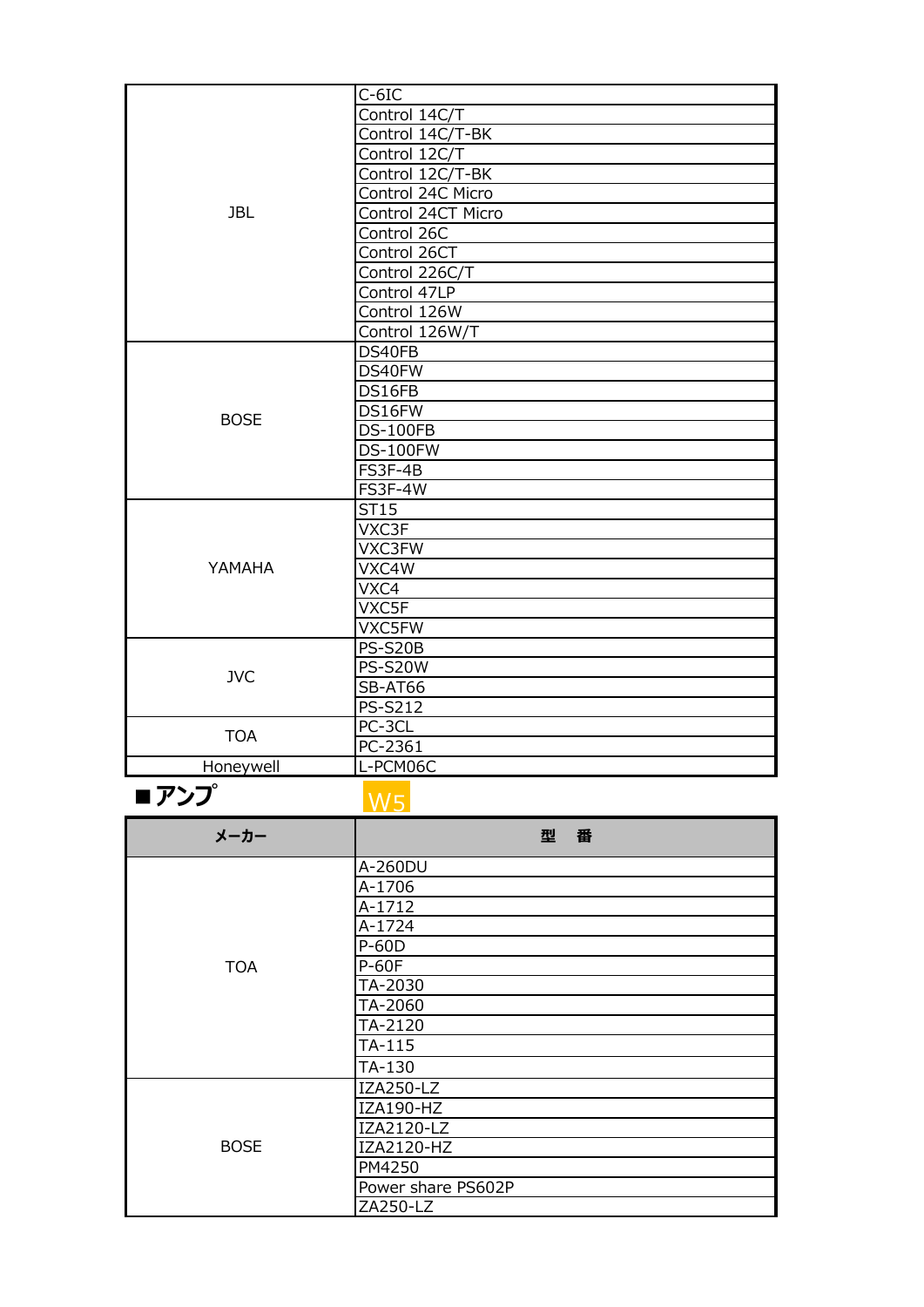| | |
|---|---|
| JBL | C-6IC |
| | Control 14C/T |
| | Control 14C/T-BK |
| | Control 12C/T |
| | Control 12C/T-BK |
| | Control 24C Micro |
| | Control 24CT Micro |
| | Control 26C |
| | Control 26CT |
| | Control 226C/T |
| | Control 47LP |
| | Control 126W |
| | Control 126W/T |
| BOSE | DS40FB |
| | DS40FW |
| | DS16FB |
| | DS16FW |
| | DS-100FB |
| | DS-100FW |
| | FS3F-4B |
| | FS3F-4W |
| YAMAHA | ST15 |
| | VXC3F |
| | VXC3FW |
| | VXC4W |
| | VXC4 |
| | VXC5F |
| | VXC5FW |
| JVC | PS-S20B |
| | PS-S20W |
| | SB-AT66 |
| | PS-S212 |
| TOA | PC-3CL |
| | PC-2361 |
| Honeywell | L-PCM06C |

## ■アンプ

W5

| メーカー | 型　番 |
|---|---|
| TOA | A-260DU |
| | A-1706 |
| | A-1712 |
| | A-1724 |
| | P-60D |
| | P-60F |
| | TA-2030 |
| | TA-2060 |
| | TA-2120 |
| | TA-115 |
| | TA-130 |
| BOSE | IZA250-LZ |
| | IZA190-HZ |
| | IZA2120-LZ |
| | IZA2120-HZ |
| | PM4250 |
| | Power share PS602P |
| | ZA250-LZ |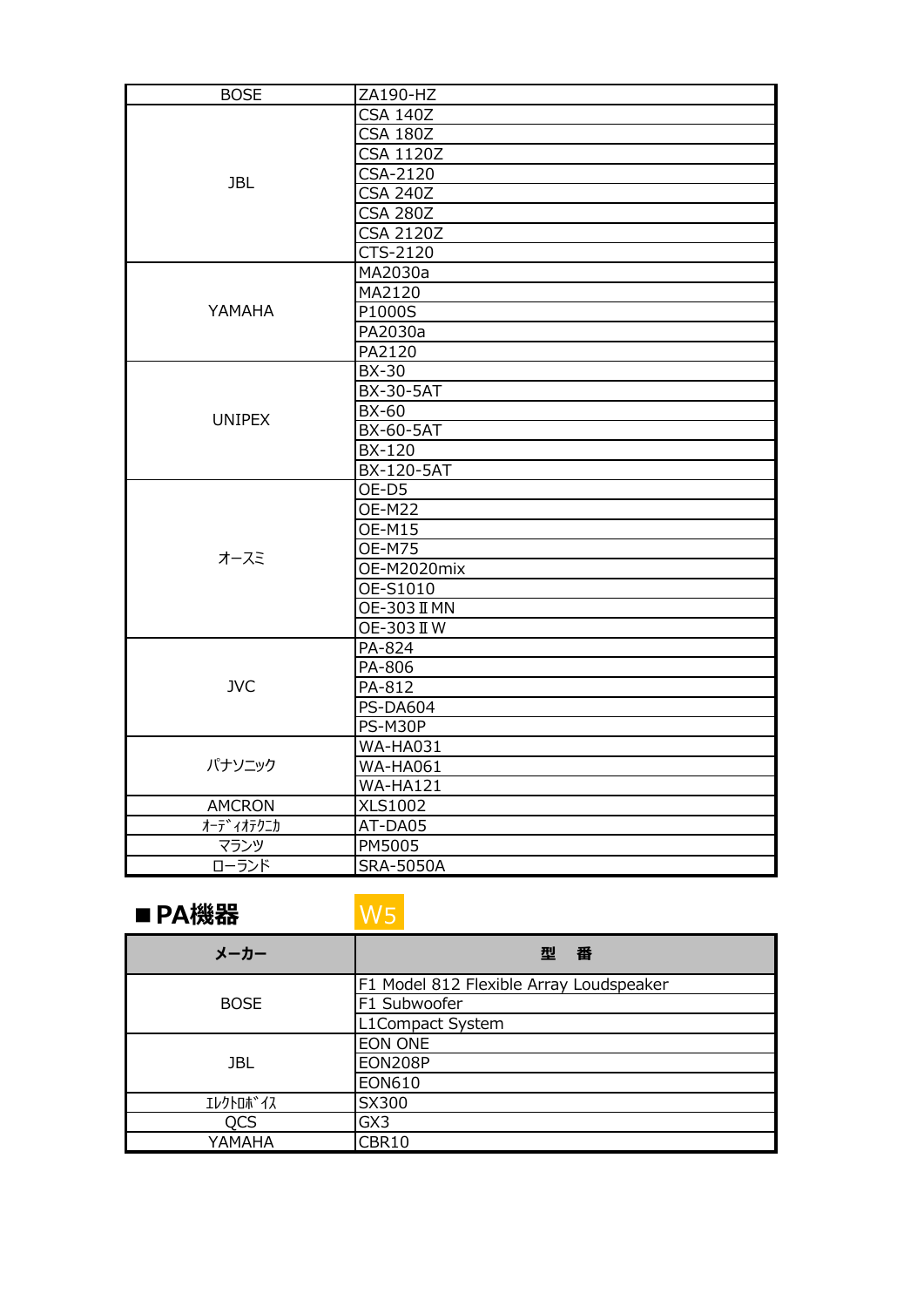| | |
|---|---|
| BOSE | ZA190-HZ |
| JBL | CSA 140Z |
| | CSA 180Z |
| | CSA 1120Z |
| | CSA-2120 |
| | CSA 240Z |
| | CSA 280Z |
| | CSA 2120Z |
| | CTS-2120 |
| YAMAHA | MA2030a |
| | MA2120 |
| | P1000S |
| | PA2030a |
| | PA2120 |
| UNIPEX | BX-30 |
| | BX-30-5AT |
| | BX-60 |
| | BX-60-5AT |
| | BX-120 |
| | BX-120-5AT |
| オースミ | OE-D5 |
| | OE-M22 |
| | OE-M15 |
| | OE-M75 |
| | OE-M2020mix |
| | OE-S1010 |
| | OE-303ⅡMN |
| | OE-303ⅡW |
| JVC | PA-824 |
| | PA-806 |
| | PA-812 |
| | PS-DA604 |
| | PS-M30P |
| ﾊﾟﾅｿﾆｯｸ | WA-HA031 |
| | WA-HA061 |
| | WA-HA121 |
| AMCRON | XLS1002 |
| ｵｰﾃﾞｨｵﾃｸﾆｶ | AT-DA05 |
| ﾏﾗﾝﾂ | PM5005 |
| ﾛｰﾗﾝﾄﾞ | SRA-5050A |

## ■PA機器　W5

| メーカー | 型　番 |
|---|---|
| BOSE | F1 Model 812 Flexible Array Loudspeaker |
| | F1 Subwoofer |
| | L1Compact System |
| JBL | EON ONE |
| | EON208P |
| | EON610 |
| ｴﾚｸﾄﾛﾎﾞｲｽ | SX300 |
| QCS | GX3 |
| YAMAHA | CBR10 |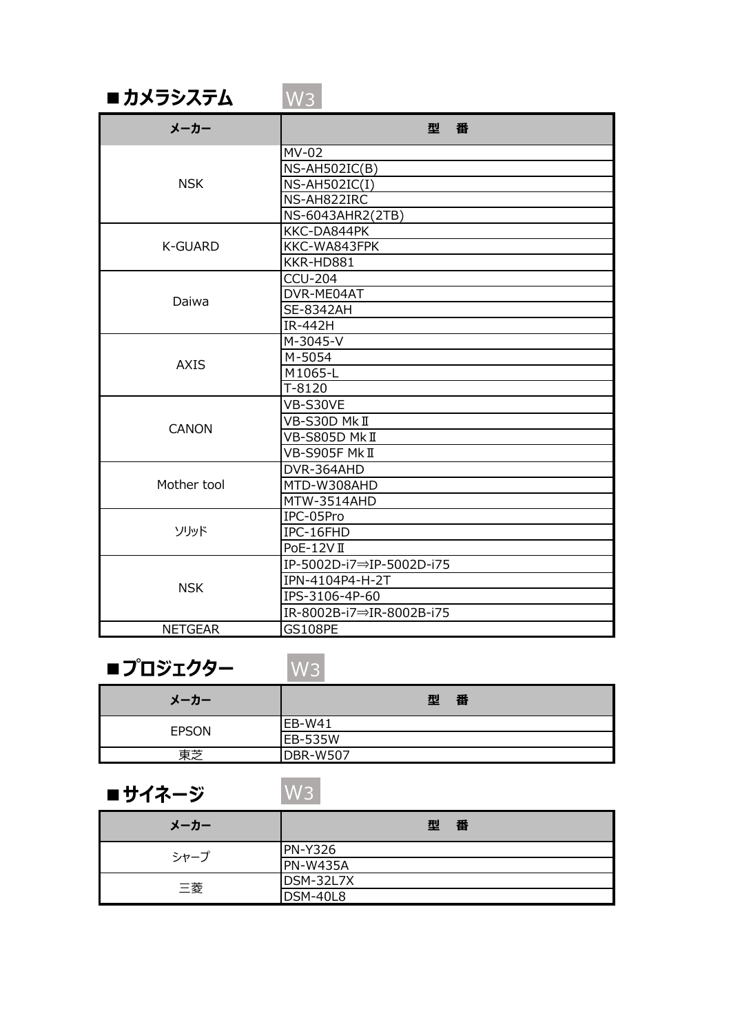## ■カメラシステム　W3

| メーカー | 型　番 |
| --- | --- |
| NSK | MV-02 |
| | NS-AH502IC(B) |
| | NS-AH502IC(I) |
| | NS-AH822IRC |
| | NS-6043AHR2(2TB) |
| K-GUARD | KKC-DA844PK |
| | KKC-WA843FPK |
| | KKR-HD881 |
| Daiwa | CCU-204 |
| | DVR-ME04AT |
| | SE-8342AH |
| | IR-442H |
| AXIS | M-3045-V |
| | M-5054 |
| | M1065-L |
| | T-8120 |
| CANON | VB-S30VE |
| | VB-S30D MkⅡ |
| | VB-S805D MkⅡ |
| | VB-S905F MkⅡ |
| Mother tool | DVR-364AHD |
| | MTD-W308AHD |
| | MTW-3514AHD |
| ｿﾘｯﾄﾞ | IPC-05Pro |
| | IPC-16FHD |
| | PoE-12VⅡ |
| NSK | IP-5002D-i7⇒IP-5002D-i75 |
| | IPN-4104P4-H-2T |
| | IPS-3106-4P-60 |
| | IR-8002B-i7⇒IR-8002B-i75 |
| NETGEAR | GS108PE |

## ■プロジェクター　W3

| メーカー | 型　番 |
| --- | --- |
| EPSON | EB-W41 |
| | EB-535W |
| 東芝 | DBR-W507 |

## ■サイネージ　W3

| メーカー | 型　番 |
| --- | --- |
| シャープ | PN-Y326 |
| | PN-W435A |
| 三菱 | DSM-32L7X |
| | DSM-40L8 |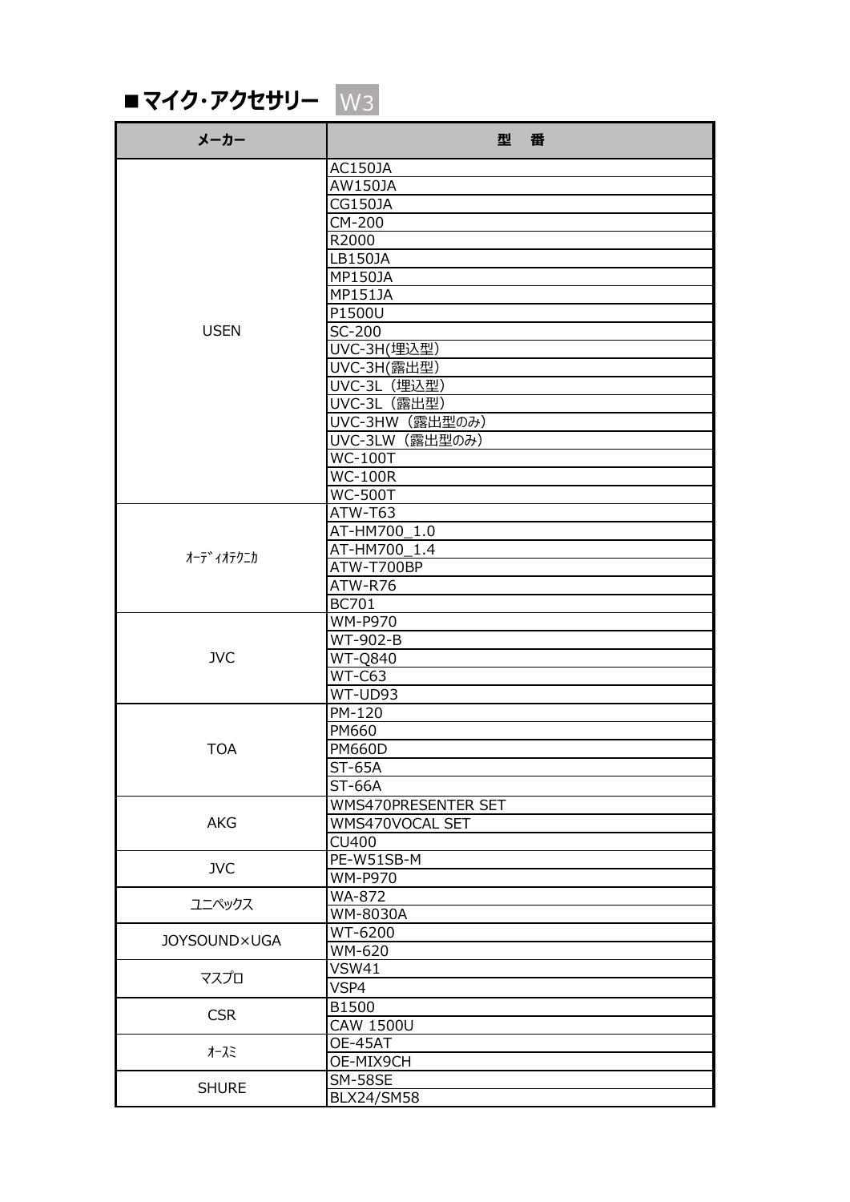## ■マイク･アクセサリー W3

| メーカー | 型　番 |
|---|---|
| USEN | AC150JA |
| | AW150JA |
| | CG150JA |
| | CM-200 |
| | R2000 |
| | LB150JA |
| | MP150JA |
| | MP151JA |
| | P1500U |
| | SC-200 |
| | UVC-3H(埋込型) |
| | UVC-3H(露出型) |
| | UVC-3L（埋込型） |
| | UVC-3L（露出型） |
| | UVC-3HW（露出型のみ） |
| | UVC-3LW（露出型のみ） |
| | WC-100T |
| | WC-100R |
| | WC-500T |
| ｵｰﾃﾞｨｵﾃｸﾆｶ | ATW-T63 |
| | AT-HM700_1.0 |
| | AT-HM700_1.4 |
| | ATW-T700BP |
| | ATW-R76 |
| | BC701 |
| JVC | WM-P970 |
| | WT-902-B |
| | WT-Q840 |
| | WT-C63 |
| | WT-UD93 |
| TOA | PM-120 |
| | PM660 |
| | PM660D |
| | ST-65A |
| | ST-66A |
| AKG | WMS470PRESENTER SET |
| | WMS470VOCAL SET |
| | CU400 |
| JVC | PE-W51SB-M |
| | WM-P970 |
| ﾕﾆﾍﾟｯｸｽ | WA-872 |
| | WM-8030A |
| JOYSOUND×UGA | WT-6200 |
| | WM-620 |
| ﾏｽﾌﾟﾛ | VSW41 |
| | VSP4 |
| CSR | B1500 |
| | CAW 1500U |
| ｵｰｽﾐ | OE-45AT |
| | OE-MIX9CH |
| SHURE | SM-58SE |
| | BLX24/SM58 |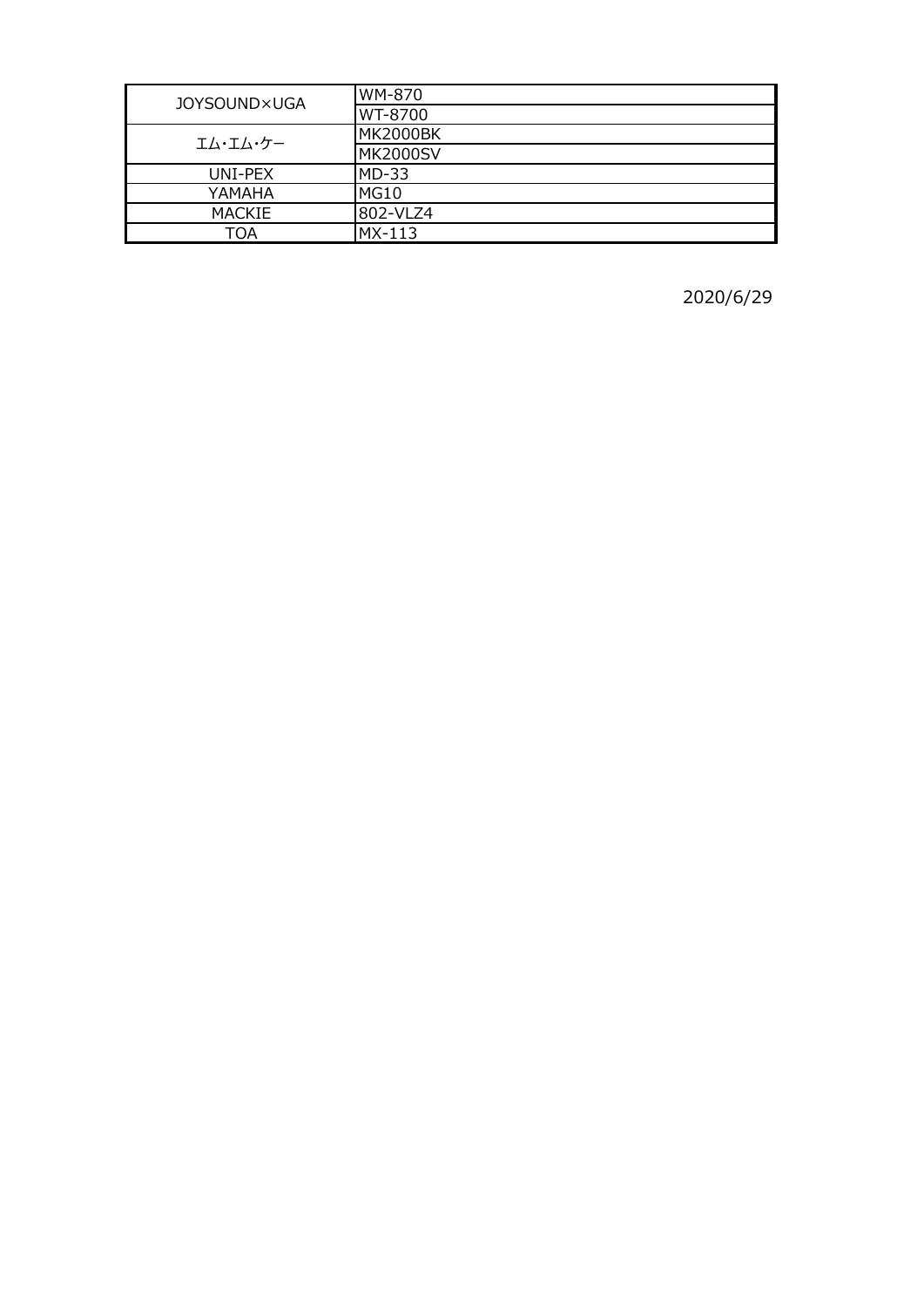| | |
|---|---|
| JOYSOUND×UGA | WM-870 |
| | WT-8700 |
| エム･エム･ケー | MK2000BK |
| | MK2000SV |
| UNI-PEX | MD-33 |
| YAMAHA | MG10 |
| MACKIE | 802-VLZ4 |
| TOA | MX-113 |

2020/6/29